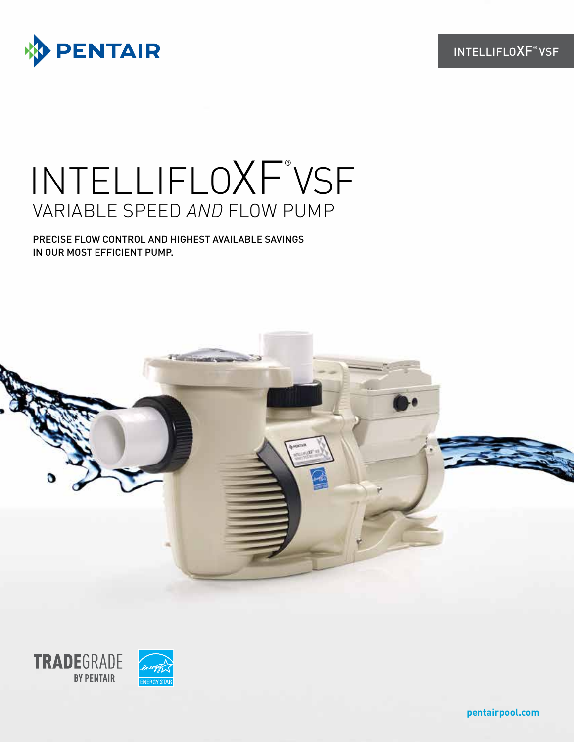PENTAIR

INTELLIFLOXF® VSF

# INTELLIFLOXF® VSF

## VARIABLE SPEED *AND* FLOW PUMP

PRECISE FLOW CONTROL AND HIGHEST AVAILABLE SAVINGS IN OUR MOST EFFICIENT PUMP.

TRADEGRADE BY PENTAIR

ENERGY STAR

pentairpool.com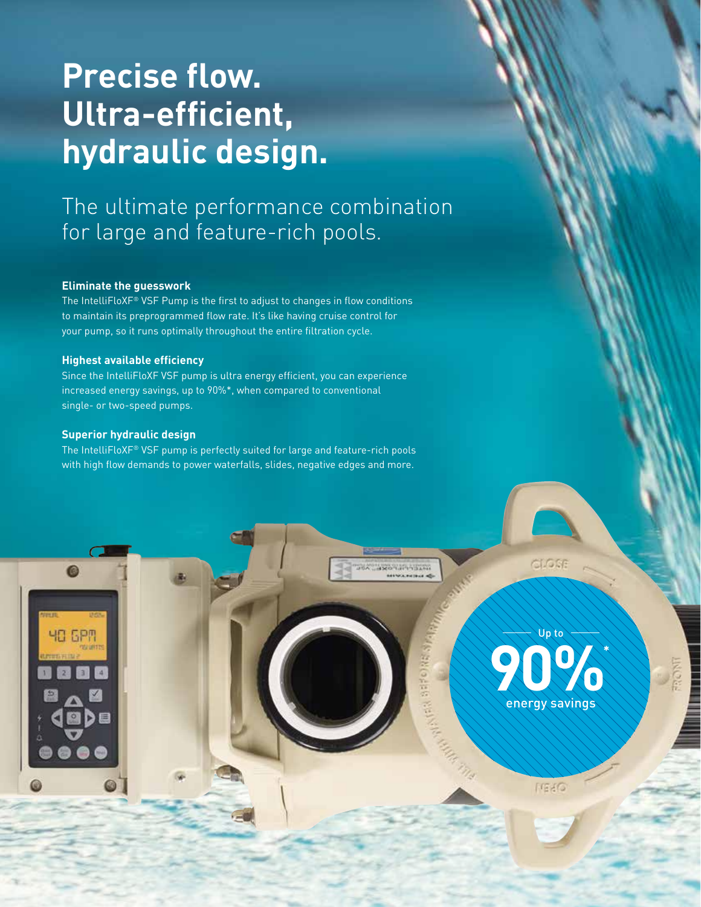# Precise flow. Ultra-efficient, hydraulic design.

## The ultimate performance combination for large and feature-rich pools.

**Eliminate the guesswork**

The IntelliFloXF® VSF Pump is the first to adjust to changes in flow conditions to maintain its preprogrammed flow rate. It's like having cruise control for your pump, so it runs optimally throughout the entire filtration cycle.

**Highest available efficiency**

Since the IntelliFloXF VSF pump is ultra energy efficient, you can experience increased energy savings, up to 90%*, when compared to conventional single- or two-speed pumps.

**Superior hydraulic design**

The IntelliFloXF® VSF pump is perfectly suited for large and feature-rich pools with high flow demands to power waterfalls, slides, negative edges and more.

Up to **90%*** energy savings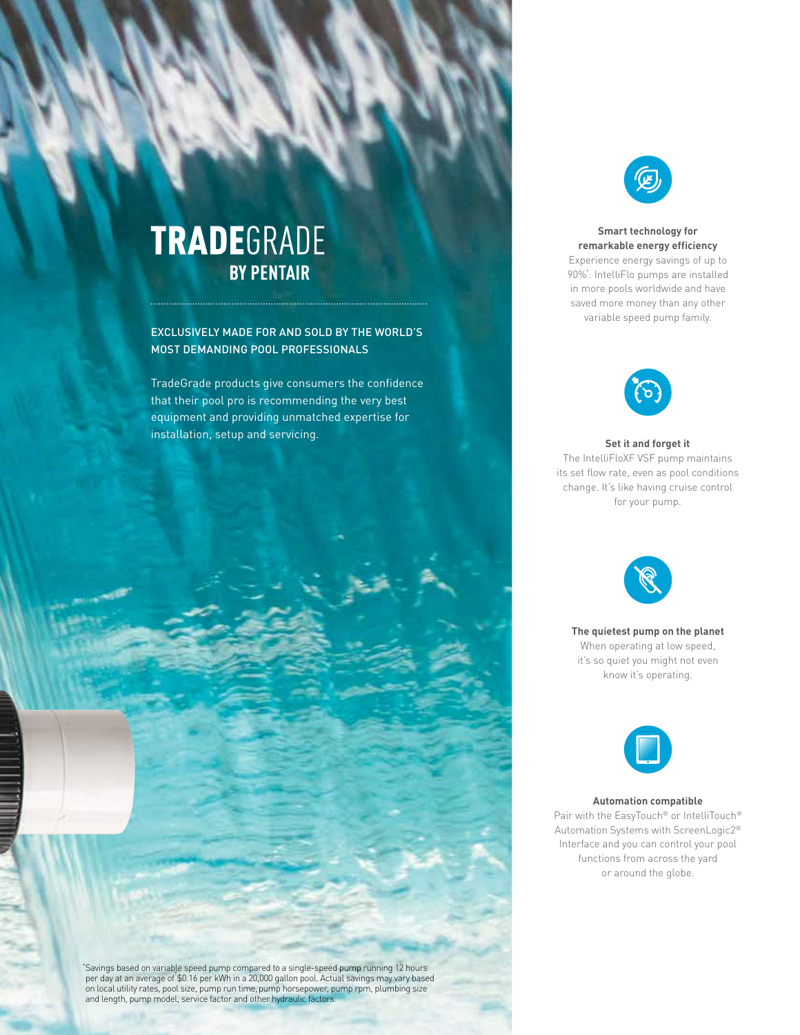# TRADEGRADE BY PENTAIR

EXCLUSIVELY MADE FOR AND SOLD BY THE WORLD'S MOST DEMANDING POOL PROFESSIONALS

TradeGrade products give consumers the confidence that their pool pro is recommending the very best equipment and providing unmatched expertise for installation, setup and servicing.

**Smart technology for remarkable energy efficiency**

Experience energy savings of up to 90%*. IntelliFlo pumps are installed in more pools worldwide and have saved more money than any other variable speed pump family.

**Set it and forget it**

The IntelliFloXF VSF pump maintains its set flow rate, even as pool conditions change. It's like having cruise control for your pump.

**The quietest pump on the planet**

When operating at low speed, it's so quiet you might not even know it's operating.

**Automation compatible**

Pair with the EasyTouch® or IntelliTouch® Automation Systems with ScreenLogic2® Interface and you can control your pool functions from across the yard or around the globe.

*Savings based on variable speed pump compared to a single-speed pump running 12 hours per day at an average of $0.16 per kWh in a 20,000 gallon pool. Actual savings may vary based on local utility rates, pool size, pump run time, pump horsepower, pump rpm, plumbing size and length, pump model, service factor and other hydraulic factors.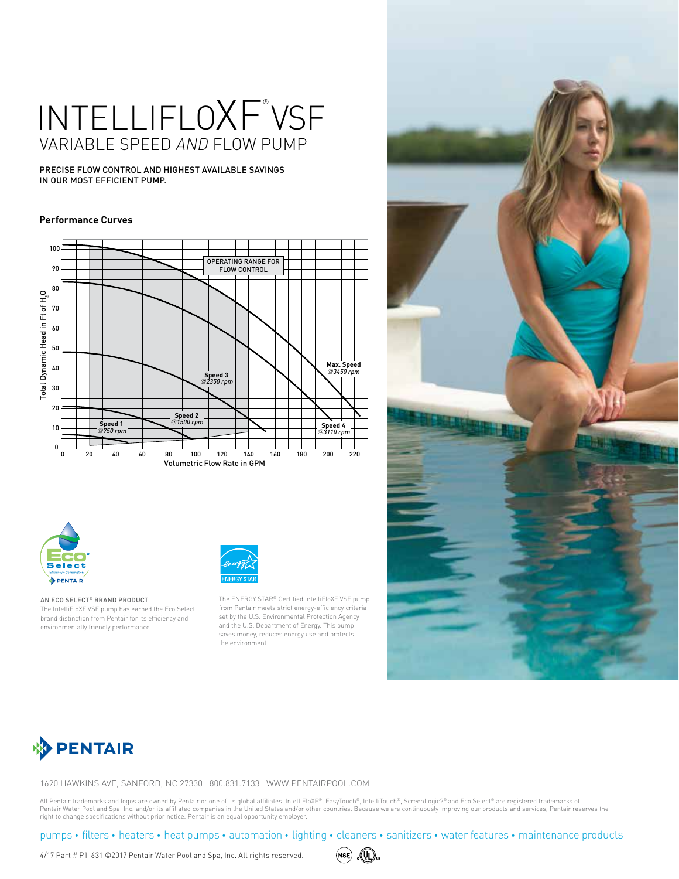# INTELLIFLOXF® VSF

## VARIABLE SPEED *AND* FLOW PUMP

PRECISE FLOW CONTROL AND HIGHEST AVAILABLE SAVINGS IN OUR MOST EFFICIENT PUMP.

### Performance Curves

OPERATING RANGE FOR FLOW CONTROL

Max. Speed *@3450 rpm*

Speed 4 *@3110 rpm*

Speed 3 *@2350 rpm*

Speed 2 *@1500 rpm*

Speed 1 *@750 rpm*

Total Dynamic Head in Ft of $H_2O$

0 10 20 30 40 50 60 70 80 90 100

0 20 40 60 80 100 120 140 160 180 200 220

Volumetric Flow Rate in GPM

**AN ECO SELECT® BRAND PRODUCT**
The IntelliFloXF VSF pump has earned the Eco Select brand distinction from Pentair for its efficiency and environmentally friendly performance.

The ENERGY STAR® Certified IntelliFloXF VSF pump from Pentair meets strict energy-efficiency criteria set by the U.S. Environmental Protection Agency and the U.S. Department of Energy. This pump saves money, reduces energy use and protects the environment.

PENTAIR

1620 HAWKINS AVE, SANFORD, NC 27330 800.831.7133 WWW.PENTAIRPOOL.COM

All Pentair trademarks and logos are owned by Pentair or one of its global affiliates. IntelliFloXF®, EasyTouch®, IntelliTouch®, ScreenLogic2® and Eco Select® are registered trademarks of Pentair Water Pool and Spa, Inc. and/or its affiliated companies in the United States and/or other countries. Because we are continuously improving our products and services, Pentair reserves the right to change specifications without prior notice. Pentair is an equal opportunity employer.

pumps • filters • heaters • heat pumps • automation • lighting • cleaners • sanitizers • water features • maintenance products

4/17 Part # P1-631 ©2017 Pentair Water Pool and Spa, Inc. All rights reserved.